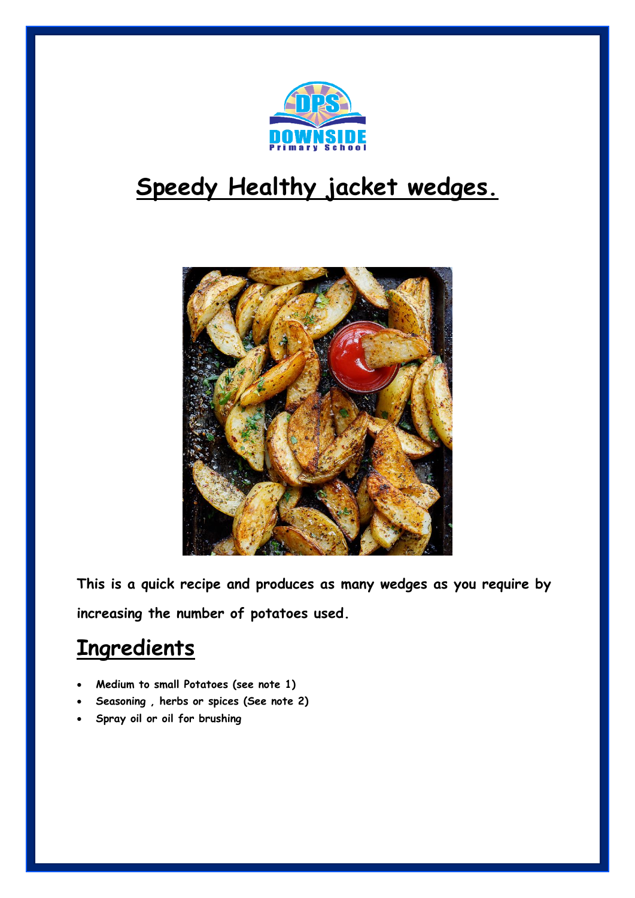# Speedy Healthy jacket wedges.

**This is a quick recipe and produces as many wedges as you require by increasing the number of potatoes used.**

## Ingredients

- **Medium to small Potatoes (see note 1)**
- **Seasoning , herbs or spices (See note 2)**
- **Spray oil or oil for brushing**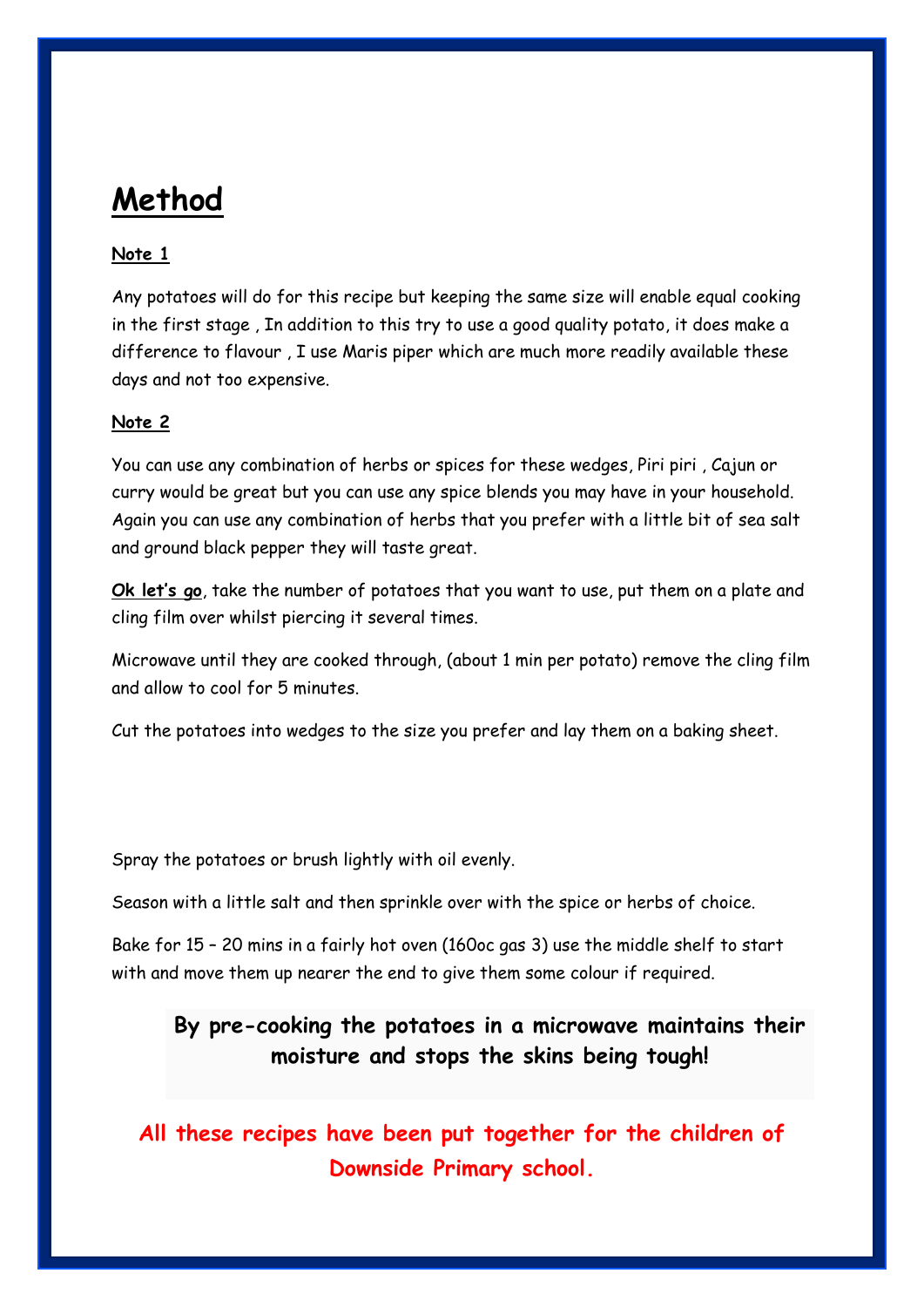# Method

**Note 1**

Any potatoes will do for this recipe but keeping the same size will enable equal cooking in the first stage , In addition to this try to use a good quality potato, it does make a difference to flavour , I use Maris piper which are much more readily available these days and not too expensive.

**Note 2**

You can use any combination of herbs or spices for these wedges, Piri piri , Cajun or curry would be great but you can use any spice blends you may have in your household. Again you can use any combination of herbs that you prefer with a little bit of sea salt and ground black pepper they will taste great.

**Ok let's go**, take the number of potatoes that you want to use, put them on a plate and cling film over whilst piercing it several times.

Microwave until they are cooked through, (about 1 min per potato) remove the cling film and allow to cool for 5 minutes.

Cut the potatoes into wedges to the size you prefer and lay them on a baking sheet.

Spray the potatoes or brush lightly with oil evenly.

Season with a little salt and then sprinkle over with the spice or herbs of choice.

Bake for 15 – 20 mins in a fairly hot oven (160oc gas 3) use the middle shelf to start with and move them up nearer the end to give them some colour if required.

**By pre-cooking the potatoes in a microwave maintains their moisture and stops the skins being tough!**

**All these recipes have been put together for the children of Downside Primary school.**